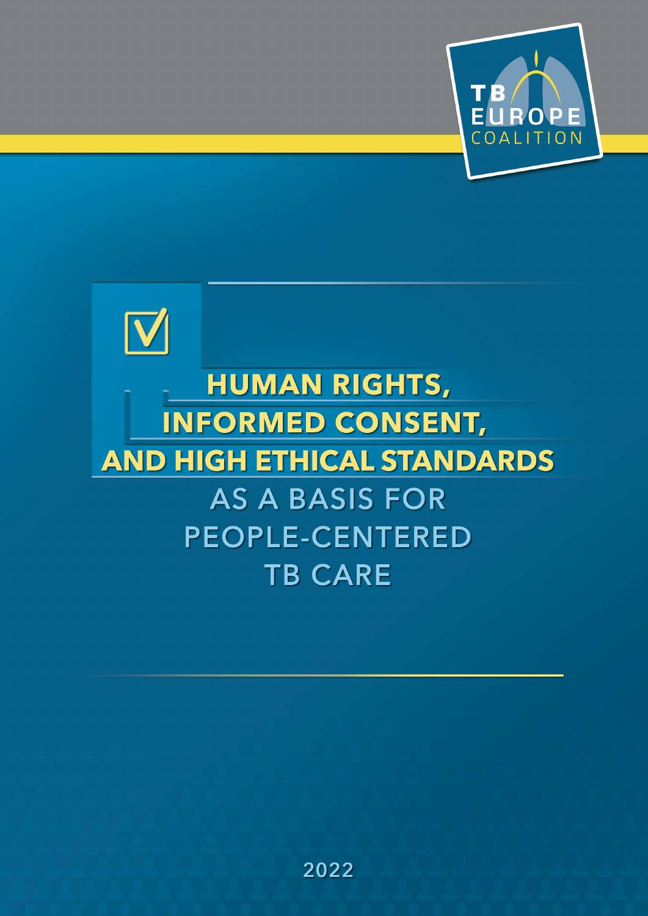TB EUROPE COALITION

# HUMAN RIGHTS, INFORMED CONSENT, AND HIGH ETHICAL STANDARDS

## AS A BASIS FOR PEOPLE-CENTERED TB CARE

2022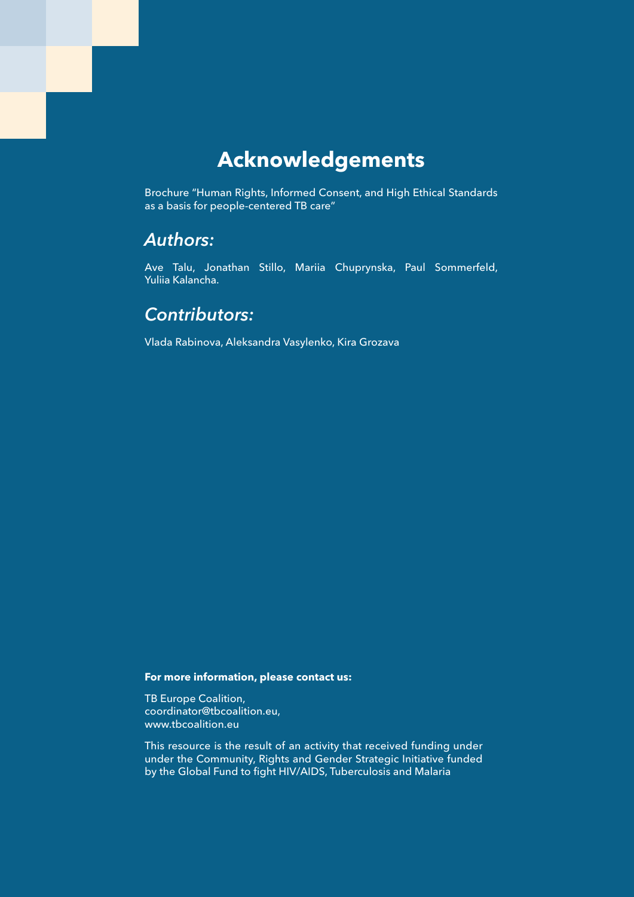# Acknowledgements

Brochure "Human Rights, Informed Consent, and High Ethical Standards as a basis for people-centered TB care"

## *Authors:*

Ave Talu, Jonathan Stillo, Mariia Chuprynska, Paul Sommerfeld, Yuliia Kalancha.

## *Contributors:*

Vlada Rabinova, Aleksandra Vasylenko, Kira Grozava

**For more information, please contact us:**

TB Europe Coalition,
coordinator@tbcoalition.eu,
www.tbcoalition.eu

This resource is the result of an activity that received funding under under the Community, Rights and Gender Strategic Initiative funded by the Global Fund to fight HIV/AIDS, Tuberculosis and Malaria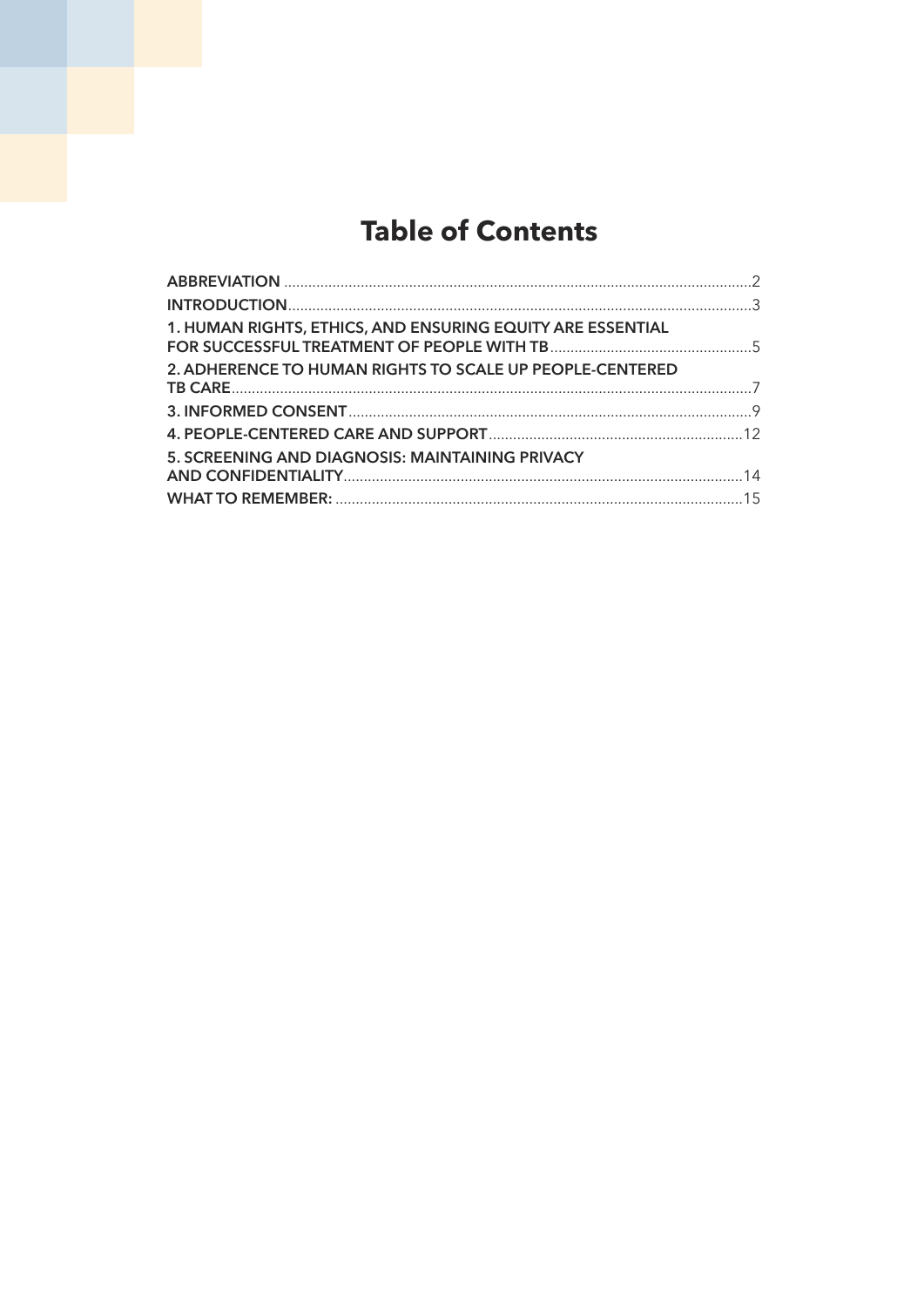# Table of Contents

ABBREVIATION .....2
INTRODUCTION .....3
1. HUMAN RIGHTS, ETHICS, AND ENSURING EQUITY ARE ESSENTIAL FOR SUCCESSFUL TREATMENT OF PEOPLE WITH TB .....5
2. ADHERENCE TO HUMAN RIGHTS TO SCALE UP PEOPLE-CENTERED TB CARE .....7
3. INFORMED CONSENT .....9
4. PEOPLE-CENTERED CARE AND SUPPORT .....12
5. SCREENING AND DIAGNOSIS: MAINTAINING PRIVACY AND CONFIDENTIALITY .....14
WHAT TO REMEMBER: .....15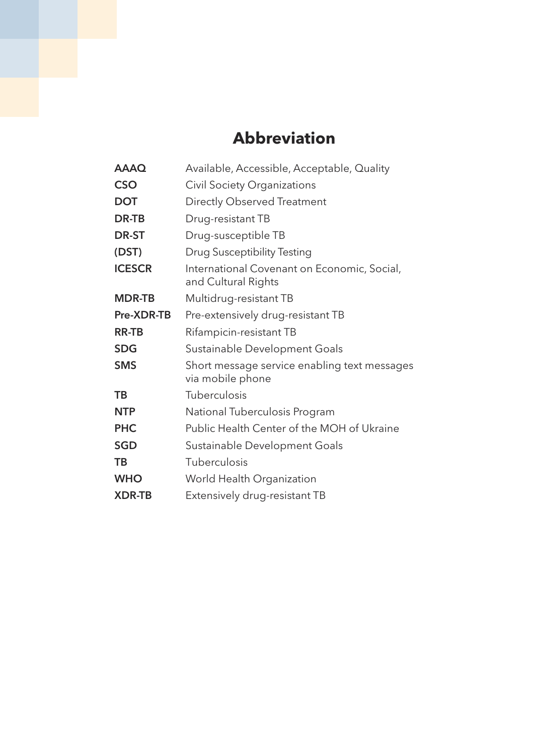# Abbreviation

| | |
|---|---|
| **AAAQ** | Available, Accessible, Acceptable, Quality |
| **CSO** | Civil Society Organizations |
| **DOT** | Directly Observed Treatment |
| **DR-TB** | Drug-resistant TB |
| **DR-ST** | Drug-susceptible TB |
| **(DST)** | Drug Susceptibility Testing |
| **ICESCR** | International Covenant on Economic, Social, and Cultural Rights |
| **MDR-TB** | Multidrug-resistant TB |
| **Pre-XDR-TB** | Pre-extensively drug-resistant TB |
| **RR-TB** | Rifampicin-resistant TB |
| **SDG** | Sustainable Development Goals |
| **SMS** | Short message service enabling text messages via mobile phone |
| **TB** | Tuberculosis |
| **NTP** | National Tuberculosis Program |
| **PHC** | Public Health Center of the MOH of Ukraine |
| **SGD** | Sustainable Development Goals |
| **TB** | Tuberculosis |
| **WHO** | World Health Organization |
| **XDR-TB** | Extensively drug-resistant TB |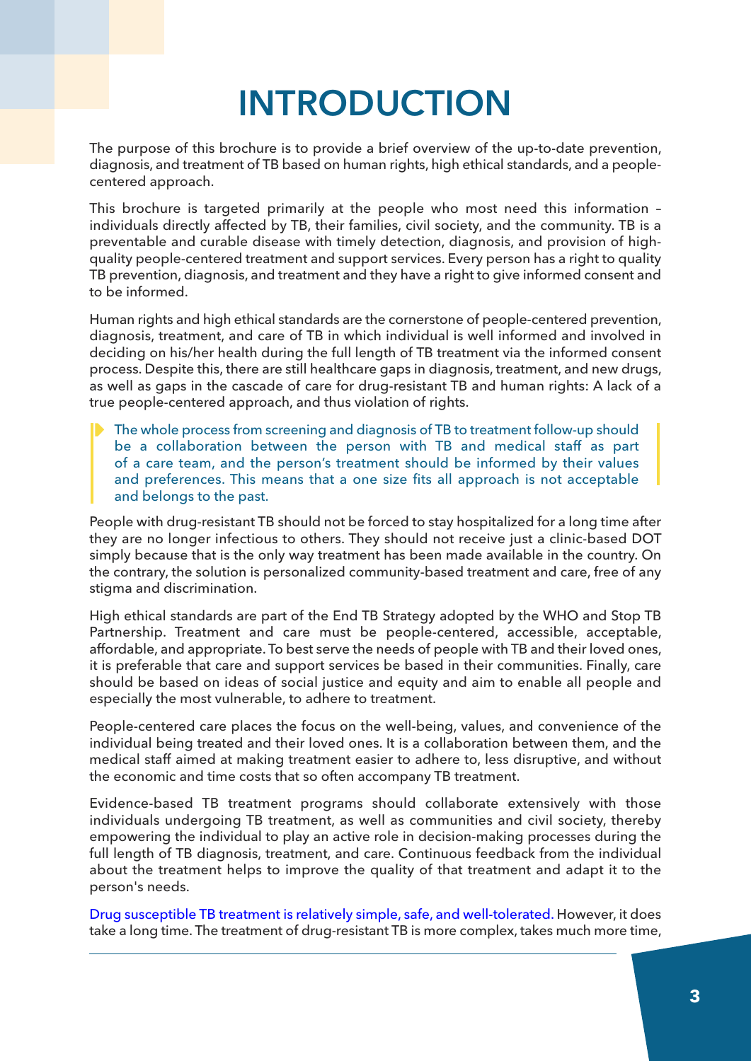# INTRODUCTION

The purpose of this brochure is to provide a brief overview of the up-to-date prevention, diagnosis, and treatment of TB based on human rights, high ethical standards, and a people-centered approach.

This brochure is targeted primarily at the people who most need this information – individuals directly affected by TB, their families, civil society, and the community. TB is a preventable and curable disease with timely detection, diagnosis, and provision of high-quality people-centered treatment and support services. Every person has a right to quality TB prevention, diagnosis, and treatment and they have a right to give informed consent and to be informed.

Human rights and high ethical standards are the cornerstone of people-centered prevention, diagnosis, treatment, and care of TB in which individual is well informed and involved in deciding on his/her health during the full length of TB treatment via the informed consent process. Despite this, there are still healthcare gaps in diagnosis, treatment, and new drugs, as well as gaps in the cascade of care for drug-resistant TB and human rights: A lack of a true people-centered approach, and thus violation of rights.

> The whole process from screening and diagnosis of TB to treatment follow-up should be a collaboration between the person with TB and medical staff as part of a care team, and the person's treatment should be informed by their values and preferences. This means that a one size fits all approach is not acceptable and belongs to the past.

People with drug-resistant TB should not be forced to stay hospitalized for a long time after they are no longer infectious to others. They should not receive just a clinic-based DOT simply because that is the only way treatment has been made available in the country. On the contrary, the solution is personalized community-based treatment and care, free of any stigma and discrimination.

High ethical standards are part of the End TB Strategy adopted by the WHO and Stop TB Partnership. Treatment and care must be people-centered, accessible, acceptable, affordable, and appropriate. To best serve the needs of people with TB and their loved ones, it is preferable that care and support services be based in their communities. Finally, care should be based on ideas of social justice and equity and aim to enable all people and especially the most vulnerable, to adhere to treatment.

People-centered care places the focus on the well-being, values, and convenience of the individual being treated and their loved ones. It is a collaboration between them, and the medical staff aimed at making treatment easier to adhere to, less disruptive, and without the economic and time costs that so often accompany TB treatment.

Evidence-based TB treatment programs should collaborate extensively with those individuals undergoing TB treatment, as well as communities and civil society, thereby empowering the individual to play an active role in decision-making processes during the full length of TB diagnosis, treatment, and care. Continuous feedback from the individual about the treatment helps to improve the quality of that treatment and adapt it to the person's needs.

Drug susceptible TB treatment is relatively simple, safe, and well-tolerated. However, it does take a long time. The treatment of drug-resistant TB is more complex, takes much more time,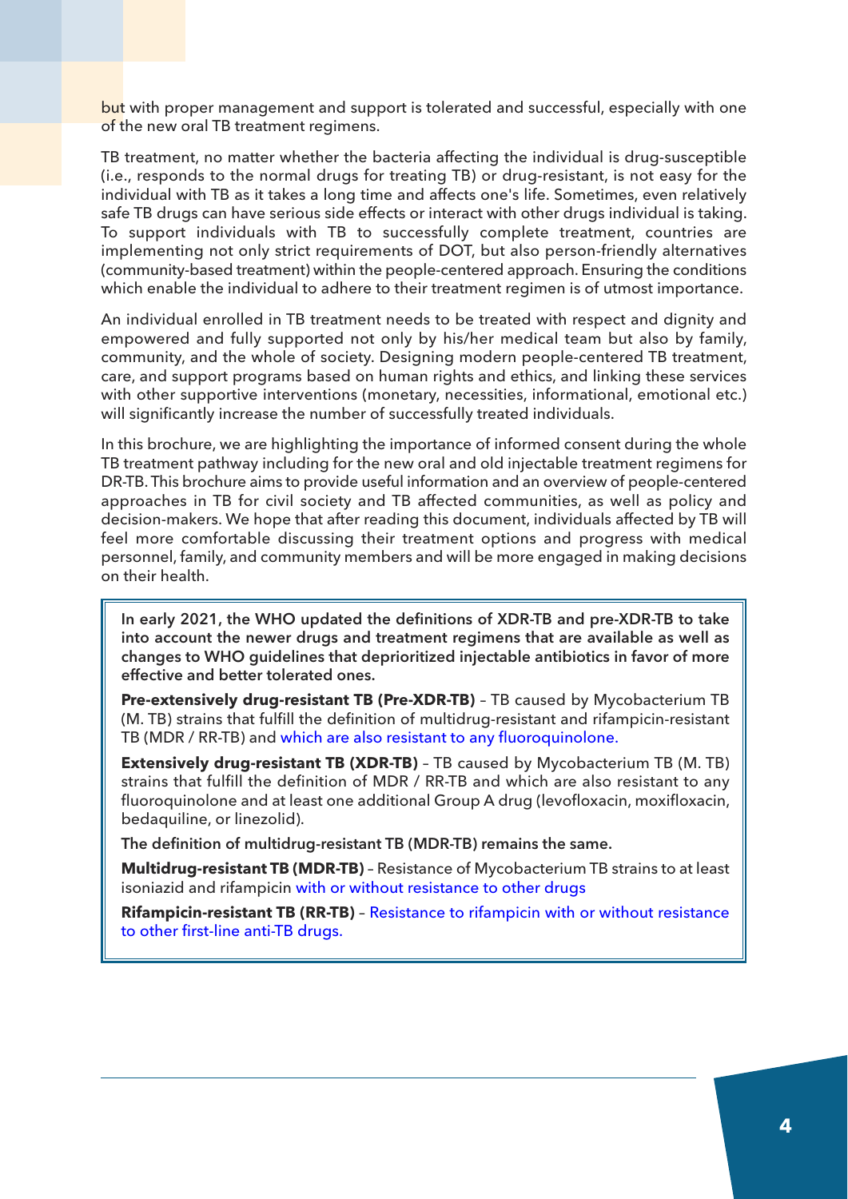but with proper management and support is tolerated and successful, especially with one of the new oral TB treatment regimens.

TB treatment, no matter whether the bacteria affecting the individual is drug-susceptible (i.e., responds to the normal drugs for treating TB) or drug-resistant, is not easy for the individual with TB as it takes a long time and affects one's life. Sometimes, even relatively safe TB drugs can have serious side effects or interact with other drugs individual is taking. To support individuals with TB to successfully complete treatment, countries are implementing not only strict requirements of DOT, but also person-friendly alternatives (community-based treatment) within the people-centered approach. Ensuring the conditions which enable the individual to adhere to their treatment regimen is of utmost importance.

An individual enrolled in TB treatment needs to be treated with respect and dignity and empowered and fully supported not only by his/her medical team but also by family, community, and the whole of society. Designing modern people-centered TB treatment, care, and support programs based on human rights and ethics, and linking these services with other supportive interventions (monetary, necessities, informational, emotional etc.) will significantly increase the number of successfully treated individuals.

In this brochure, we are highlighting the importance of informed consent during the whole TB treatment pathway including for the new oral and old injectable treatment regimens for DR-TB. This brochure aims to provide useful information and an overview of people-centered approaches in TB for civil society and TB affected communities, as well as policy and decision-makers. We hope that after reading this document, individuals affected by TB will feel more comfortable discussing their treatment options and progress with medical personnel, family, and community members and will be more engaged in making decisions on their health.

> **In early 2021, the WHO updated the definitions of XDR-TB and pre-XDR-TB to take into account the newer drugs and treatment regimens that are available as well as changes to WHO guidelines that deprioritized injectable antibiotics in favor of more effective and better tolerated ones.**
>
> **Pre-extensively drug-resistant TB (Pre-XDR-TB)** – TB caused by Mycobacterium TB (M. TB) strains that fulfill the definition of multidrug-resistant and rifampicin-resistant TB (MDR / RR-TB) and which are also resistant to any fluoroquinolone.
>
> **Extensively drug-resistant TB (XDR-TB)** – TB caused by Mycobacterium TB (M. TB) strains that fulfill the definition of MDR / RR-TB and which are also resistant to any fluoroquinolone and at least one additional Group A drug (levofloxacin, moxifloxacin, bedaquiline, or linezolid).
>
> **The definition of multidrug-resistant TB (MDR-TB) remains the same.**
>
> **Multidrug-resistant TB (MDR-TB)** – Resistance of Mycobacterium TB strains to at least isoniazid and rifampicin with or without resistance to other drugs
>
> **Rifampicin-resistant TB (RR-TB)** – Resistance to rifampicin with or without resistance to other first-line anti-TB drugs.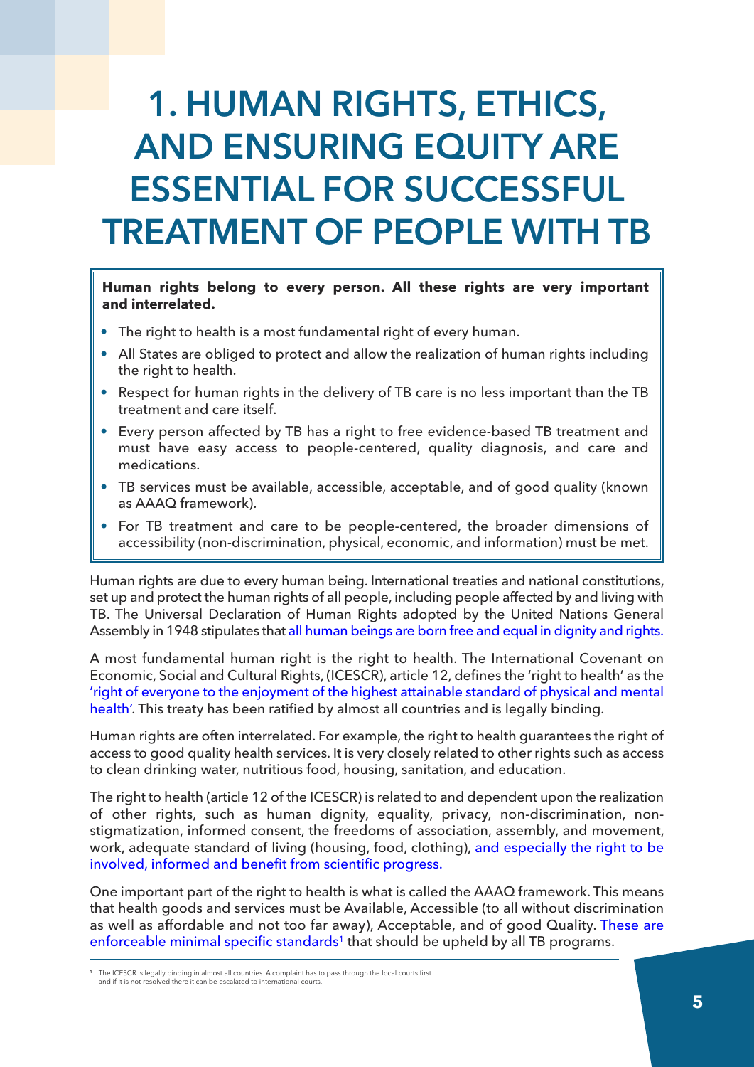# 1. HUMAN RIGHTS, ETHICS, AND ENSURING EQUITY ARE ESSENTIAL FOR SUCCESSFUL TREATMENT OF PEOPLE WITH TB

**Human rights belong to every person. All these rights are very important and interrelated.**

- The right to health is a most fundamental right of every human.
- All States are obliged to protect and allow the realization of human rights including the right to health.
- Respect for human rights in the delivery of TB care is no less important than the TB treatment and care itself.
- Every person affected by TB has a right to free evidence-based TB treatment and must have easy access to people-centered, quality diagnosis, and care and medications.
- TB services must be available, accessible, acceptable, and of good quality (known as AAAQ framework).
- For TB treatment and care to be people-centered, the broader dimensions of accessibility (non-discrimination, physical, economic, and information) must be met.

Human rights are due to every human being. International treaties and national constitutions, set up and protect the human rights of all people, including people affected by and living with TB. The Universal Declaration of Human Rights adopted by the United Nations General Assembly in 1948 stipulates that all human beings are born free and equal in dignity and rights.

A most fundamental human right is the right to health. The International Covenant on Economic, Social and Cultural Rights, (ICESCR), article 12, defines the 'right to health' as the 'right of everyone to the enjoyment of the highest attainable standard of physical and mental health'. This treaty has been ratified by almost all countries and is legally binding.

Human rights are often interrelated. For example, the right to health guarantees the right of access to good quality health services. It is very closely related to other rights such as access to clean drinking water, nutritious food, housing, sanitation, and education.

The right to health (article 12 of the ICESCR) is related to and dependent upon the realization of other rights, such as human dignity, equality, privacy, non-discrimination, non-stigmatization, informed consent, the freedoms of association, assembly, and movement, work, adequate standard of living (housing, food, clothing), and especially the right to be involved, informed and benefit from scientific progress.

One important part of the right to health is what is called the AAAQ framework. This means that health goods and services must be Available, Accessible (to all without discrimination as well as affordable and not too far away), Acceptable, and of good Quality. These are enforceable minimal specific standards[1] that should be upheld by all TB programs.

[1] The ICESCR is legally binding in almost all countries. A complaint has to pass through the local courts first and if it is not resolved there it can be escalated to international courts.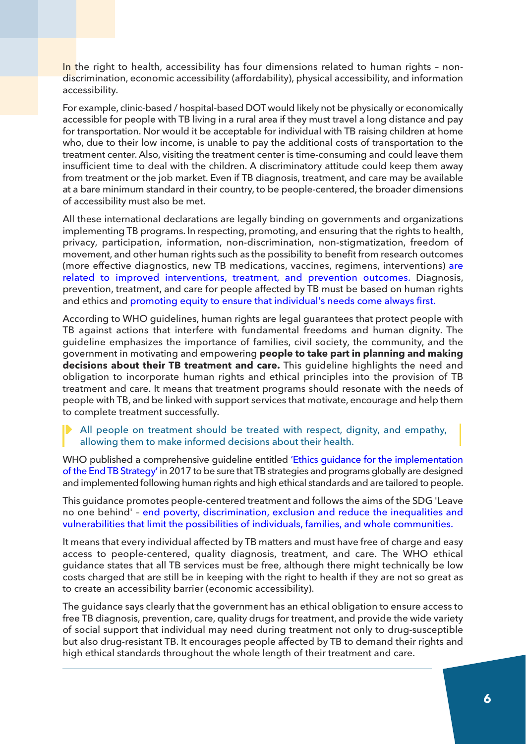In the right to health, accessibility has four dimensions related to human rights – non-discrimination, economic accessibility (affordability), physical accessibility, and information accessibility.

For example, clinic-based / hospital-based DOT would likely not be physically or economically accessible for people with TB living in a rural area if they must travel a long distance and pay for transportation. Nor would it be acceptable for individual with TB raising children at home who, due to their low income, is unable to pay the additional costs of transportation to the treatment center. Also, visiting the treatment center is time-consuming and could leave them insufficient time to deal with the children. A discriminatory attitude could keep them away from treatment or the job market. Even if TB diagnosis, treatment, and care may be available at a bare minimum standard in their country, to be people-centered, the broader dimensions of accessibility must also be met.

All these international declarations are legally binding on governments and organizations implementing TB programs. In respecting, promoting, and ensuring that the rights to health, privacy, participation, information, non-discrimination, non-stigmatization, freedom of movement, and other human rights such as the possibility to benefit from research outcomes (more effective diagnostics, new TB medications, vaccines, regimens, interventions) are related to improved interventions, treatment, and prevention outcomes. Diagnosis, prevention, treatment, and care for people affected by TB must be based on human rights and ethics and promoting equity to ensure that individual's needs come always first.

According to WHO guidelines, human rights are legal guarantees that protect people with TB against actions that interfere with fundamental freedoms and human dignity. The guideline emphasizes the importance of families, civil society, the community, and the government in motivating and empowering **people to take part in planning and making decisions about their TB treatment and care.** This guideline highlights the need and obligation to incorporate human rights and ethical principles into the provision of TB treatment and care. It means that treatment programs should resonate with the needs of people with TB, and be linked with support services that motivate, encourage and help them to complete treatment successfully.

> All people on treatment should be treated with respect, dignity, and empathy, allowing them to make informed decisions about their health.

WHO published a comprehensive guideline entitled 'Ethics guidance for the implementation of the End TB Strategy' in 2017 to be sure that TB strategies and programs globally are designed and implemented following human rights and high ethical standards and are tailored to people.

This guidance promotes people-centered treatment and follows the aims of the SDG 'Leave no one behind' – end poverty, discrimination, exclusion and reduce the inequalities and vulnerabilities that limit the possibilities of individuals, families, and whole communities.

It means that every individual affected by TB matters and must have free of charge and easy access to people-centered, quality diagnosis, treatment, and care. The WHO ethical guidance states that all TB services must be free, although there might technically be low costs charged that are still be in keeping with the right to health if they are not so great as to create an accessibility barrier (economic accessibility).

The guidance says clearly that the government has an ethical obligation to ensure access to free TB diagnosis, prevention, care, quality drugs for treatment, and provide the wide variety of social support that individual may need during treatment not only to drug-susceptible but also drug-resistant TB. It encourages people affected by TB to demand their rights and high ethical standards throughout the whole length of their treatment and care.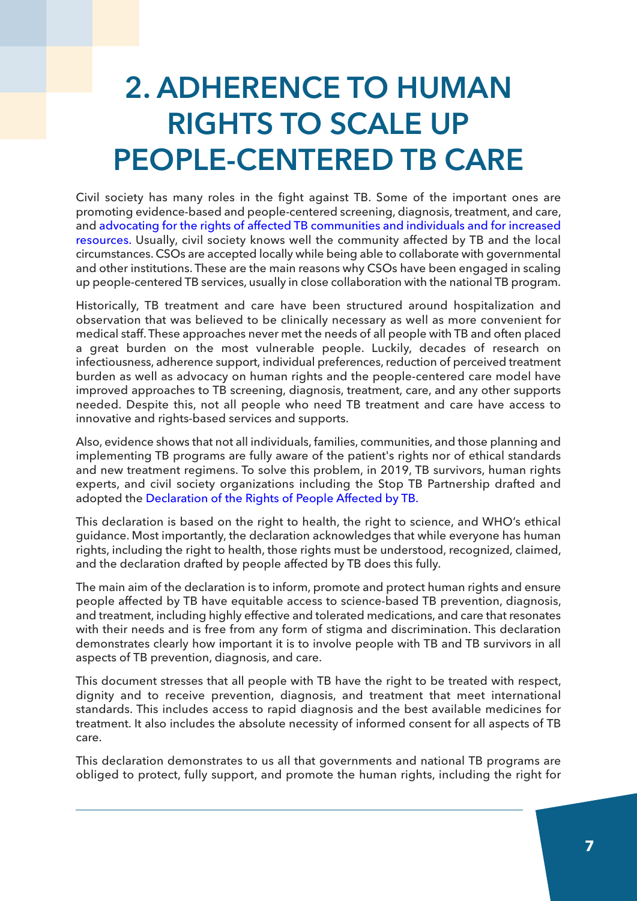# 2. ADHERENCE TO HUMAN RIGHTS TO SCALE UP PEOPLE-CENTERED TB CARE

Civil society has many roles in the fight against TB. Some of the important ones are promoting evidence-based and people-centered screening, diagnosis, treatment, and care, and advocating for the rights of affected TB communities and individuals and for increased resources. Usually, civil society knows well the community affected by TB and the local circumstances. CSOs are accepted locally while being able to collaborate with governmental and other institutions. These are the main reasons why CSOs have been engaged in scaling up people-centered TB services, usually in close collaboration with the national TB program.

Historically, TB treatment and care have been structured around hospitalization and observation that was believed to be clinically necessary as well as more convenient for medical staff. These approaches never met the needs of all people with TB and often placed a great burden on the most vulnerable people. Luckily, decades of research on infectiousness, adherence support, individual preferences, reduction of perceived treatment burden as well as advocacy on human rights and the people-centered care model have improved approaches to TB screening, diagnosis, treatment, care, and any other supports needed. Despite this, not all people who need TB treatment and care have access to innovative and rights-based services and supports.

Also, evidence shows that not all individuals, families, communities, and those planning and implementing TB programs are fully aware of the patient's rights nor of ethical standards and new treatment regimens. To solve this problem, in 2019, TB survivors, human rights experts, and civil society organizations including the Stop TB Partnership drafted and adopted the Declaration of the Rights of People Affected by TB.

This declaration is based on the right to health, the right to science, and WHO's ethical guidance. Most importantly, the declaration acknowledges that while everyone has human rights, including the right to health, those rights must be understood, recognized, claimed, and the declaration drafted by people affected by TB does this fully.

The main aim of the declaration is to inform, promote and protect human rights and ensure people affected by TB have equitable access to science-based TB prevention, diagnosis, and treatment, including highly effective and tolerated medications, and care that resonates with their needs and is free from any form of stigma and discrimination. This declaration demonstrates clearly how important it is to involve people with TB and TB survivors in all aspects of TB prevention, diagnosis, and care.

This document stresses that all people with TB have the right to be treated with respect, dignity and to receive prevention, diagnosis, and treatment that meet international standards. This includes access to rapid diagnosis and the best available medicines for treatment. It also includes the absolute necessity of informed consent for all aspects of TB care.

This declaration demonstrates to us all that governments and national TB programs are obliged to protect, fully support, and promote the human rights, including the right for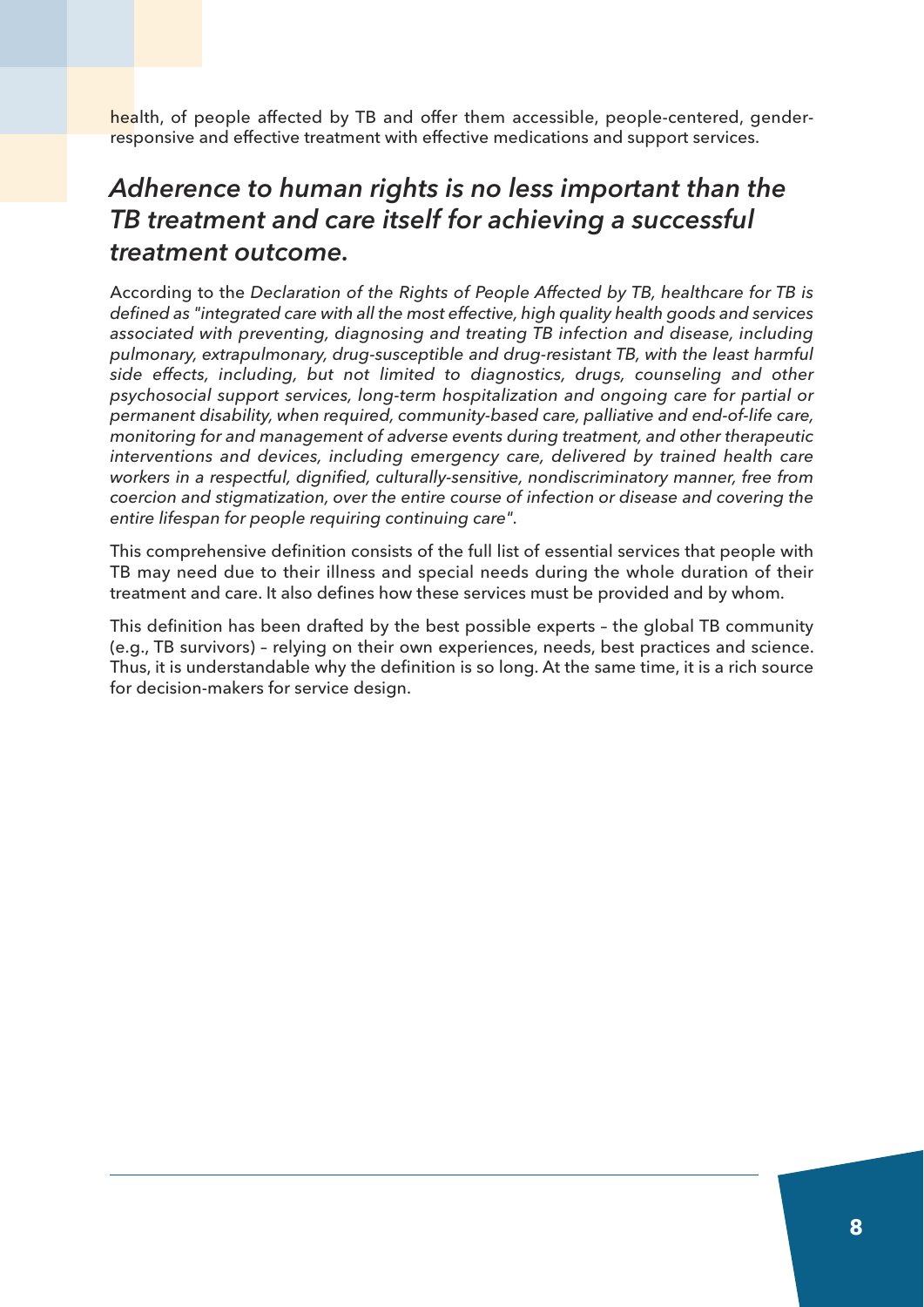health, of people affected by TB and offer them accessible, people-centered, gender-responsive and effective treatment with effective medications and support services.

## *Adherence to human rights is no less important than the TB treatment and care itself for achieving a successful treatment outcome.*

According to the *Declaration of the Rights of People Affected by TB, healthcare for TB is defined as "integrated care with all the most effective, high quality health goods and services associated with preventing, diagnosing and treating TB infection and disease, including pulmonary, extrapulmonary, drug-susceptible and drug-resistant TB, with the least harmful side effects, including, but not limited to diagnostics, drugs, counseling and other psychosocial support services, long-term hospitalization and ongoing care for partial or permanent disability, when required, community-based care, palliative and end-of-life care, monitoring for and management of adverse events during treatment, and other therapeutic interventions and devices, including emergency care, delivered by trained health care workers in a respectful, dignified, culturally-sensitive, nondiscriminatory manner, free from coercion and stigmatization, over the entire course of infection or disease and covering the entire lifespan for people requiring continuing care".*

This comprehensive definition consists of the full list of essential services that people with TB may need due to their illness and special needs during the whole duration of their treatment and care. It also defines how these services must be provided and by whom.

This definition has been drafted by the best possible experts – the global TB community (e.g., TB survivors) – relying on their own experiences, needs, best practices and science. Thus, it is understandable why the definition is so long. At the same time, it is a rich source for decision-makers for service design.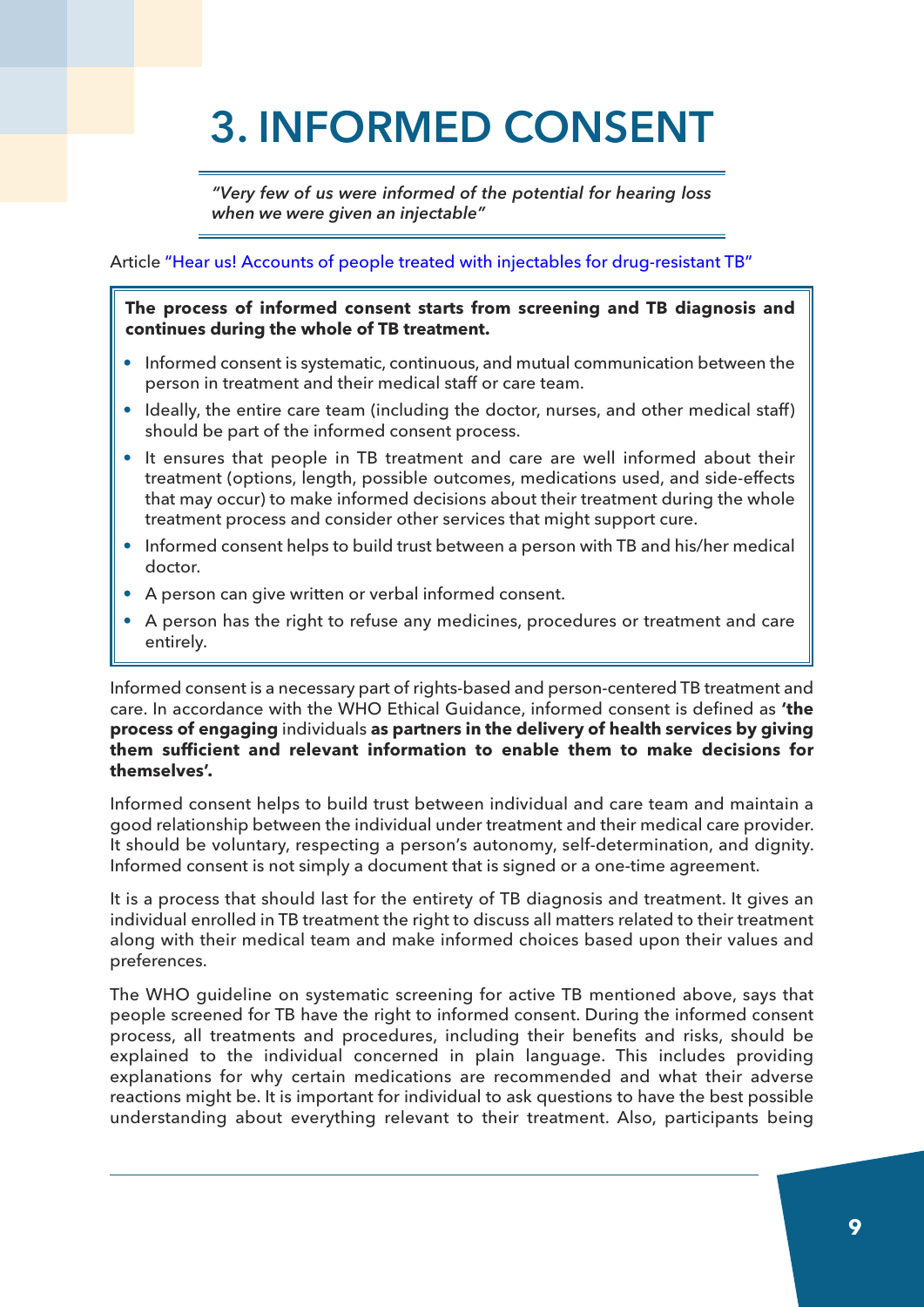# 3. INFORMED CONSENT

> *"Very few of us were informed of the potential for hearing loss when we were given an injectable"*

Article "Hear us! Accounts of people treated with injectables for drug-resistant TB"

**The process of informed consent starts from screening and TB diagnosis and continues during the whole of TB treatment.**

- Informed consent is systematic, continuous, and mutual communication between the person in treatment and their medical staff or care team.
- Ideally, the entire care team (including the doctor, nurses, and other medical staff) should be part of the informed consent process.
- It ensures that people in TB treatment and care are well informed about their treatment (options, length, possible outcomes, medications used, and side-effects that may occur) to make informed decisions about their treatment during the whole treatment process and consider other services that might support cure.
- Informed consent helps to build trust between a person with TB and his/her medical doctor.
- A person can give written or verbal informed consent.
- A person has the right to refuse any medicines, procedures or treatment and care entirely.

Informed consent is a necessary part of rights-based and person-centered TB treatment and care. In accordance with the WHO Ethical Guidance, informed consent is defined as **'the process of engaging** individuals **as partners in the delivery of health services by giving them sufficient and relevant information to enable them to make decisions for themselves'.**

Informed consent helps to build trust between individual and care team and maintain a good relationship between the individual under treatment and their medical care provider. It should be voluntary, respecting a person's autonomy, self-determination, and dignity. Informed consent is not simply a document that is signed or a one-time agreement.

It is a process that should last for the entirety of TB diagnosis and treatment. It gives an individual enrolled in TB treatment the right to discuss all matters related to their treatment along with their medical team and make informed choices based upon their values and preferences.

The WHO guideline on systematic screening for active TB mentioned above, says that people screened for TB have the right to informed consent. During the informed consent process, all treatments and procedures, including their benefits and risks, should be explained to the individual concerned in plain language. This includes providing explanations for why certain medications are recommended and what their adverse reactions might be. It is important for individual to ask questions to have the best possible understanding about everything relevant to their treatment. Also, participants being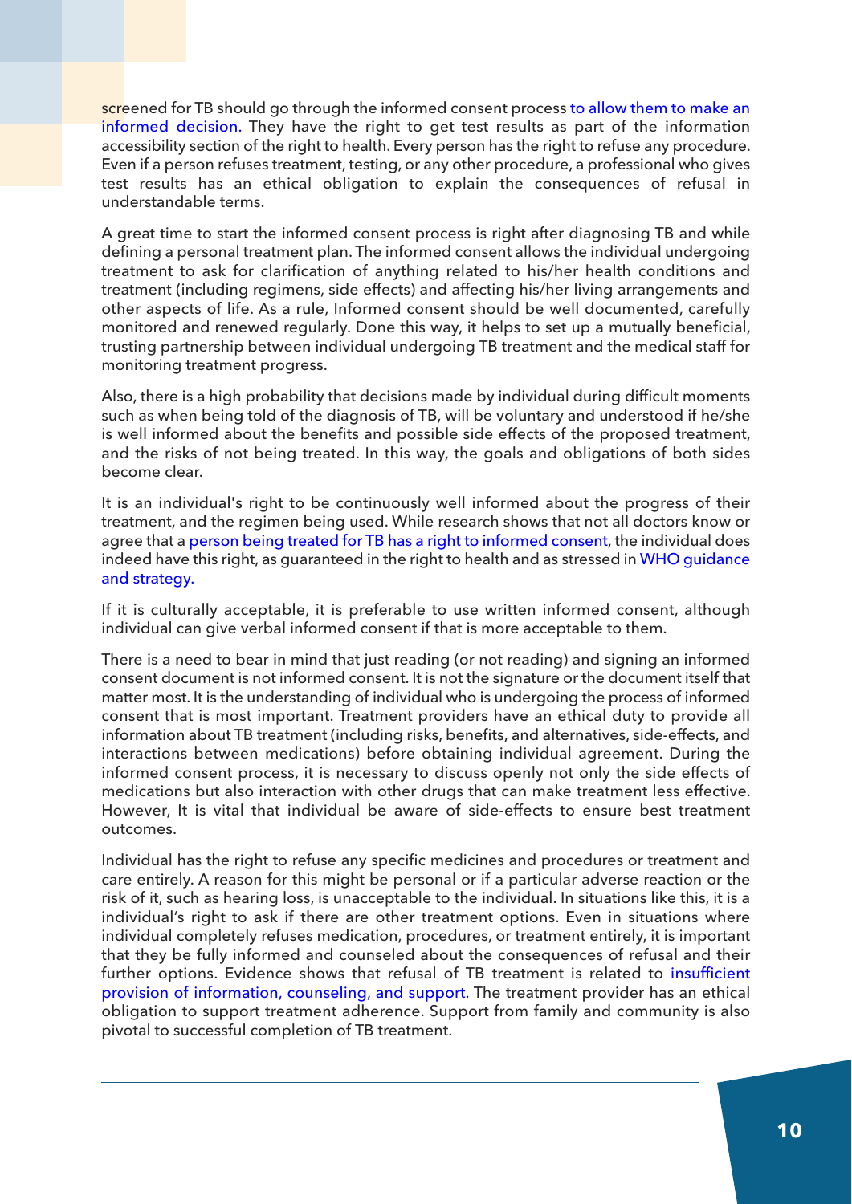screened for TB should go through the informed consent process to allow them to make an informed decision. They have the right to get test results as part of the information accessibility section of the right to health. Every person has the right to refuse any procedure. Even if a person refuses treatment, testing, or any other procedure, a professional who gives test results has an ethical obligation to explain the consequences of refusal in understandable terms.

A great time to start the informed consent process is right after diagnosing TB and while defining a personal treatment plan. The informed consent allows the individual undergoing treatment to ask for clarification of anything related to his/her health conditions and treatment (including regimens, side effects) and affecting his/her living arrangements and other aspects of life. As a rule, Informed consent should be well documented, carefully monitored and renewed regularly. Done this way, it helps to set up a mutually beneficial, trusting partnership between individual undergoing TB treatment and the medical staff for monitoring treatment progress.

Also, there is a high probability that decisions made by individual during difficult moments such as when being told of the diagnosis of TB, will be voluntary and understood if he/she is well informed about the benefits and possible side effects of the proposed treatment, and the risks of not being treated. In this way, the goals and obligations of both sides become clear.

It is an individual's right to be continuously well informed about the progress of their treatment, and the regimen being used. While research shows that not all doctors know or agree that a person being treated for TB has a right to informed consent, the individual does indeed have this right, as guaranteed in the right to health and as stressed in WHO guidance and strategy.

If it is culturally acceptable, it is preferable to use written informed consent, although individual can give verbal informed consent if that is more acceptable to them.

There is a need to bear in mind that just reading (or not reading) and signing an informed consent document is not informed consent. It is not the signature or the document itself that matter most. It is the understanding of individual who is undergoing the process of informed consent that is most important. Treatment providers have an ethical duty to provide all information about TB treatment (including risks, benefits, and alternatives, side-effects, and interactions between medications) before obtaining individual agreement. During the informed consent process, it is necessary to discuss openly not only the side effects of medications but also interaction with other drugs that can make treatment less effective. However, It is vital that individual be aware of side-effects to ensure best treatment outcomes.

Individual has the right to refuse any specific medicines and procedures or treatment and care entirely. A reason for this might be personal or if a particular adverse reaction or the risk of it, such as hearing loss, is unacceptable to the individual. In situations like this, it is a individual's right to ask if there are other treatment options. Even in situations where individual completely refuses medication, procedures, or treatment entirely, it is important that they be fully informed and counseled about the consequences of refusal and their further options. Evidence shows that refusal of TB treatment is related to insufficient provision of information, counseling, and support. The treatment provider has an ethical obligation to support treatment adherence. Support from family and community is also pivotal to successful completion of TB treatment.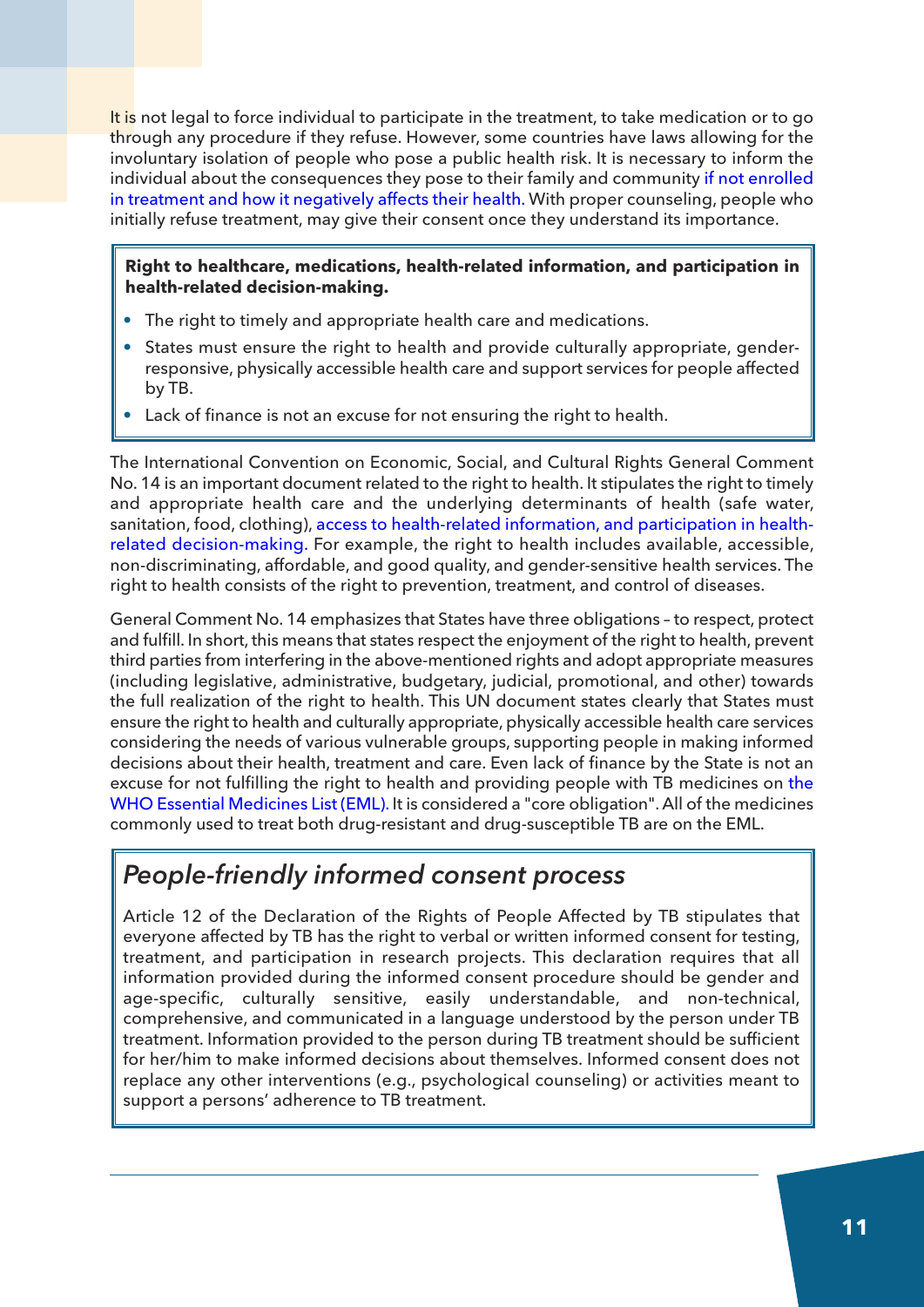It is not legal to force individual to participate in the treatment, to take medication or to go through any procedure if they refuse. However, some countries have laws allowing for the involuntary isolation of people who pose a public health risk. It is necessary to inform the individual about the consequences they pose to their family and community if not enrolled in treatment and how it negatively affects their health. With proper counseling, people who initially refuse treatment, may give their consent once they understand its importance.

**Right to healthcare, medications, health-related information, and participation in health-related decision-making.**

- The right to timely and appropriate health care and medications.
- States must ensure the right to health and provide culturally appropriate, gender-responsive, physically accessible health care and support services for people affected by TB.
- Lack of finance is not an excuse for not ensuring the right to health.

The International Convention on Economic, Social, and Cultural Rights General Comment No. 14 is an important document related to the right to health. It stipulates the right to timely and appropriate health care and the underlying determinants of health (safe water, sanitation, food, clothing), access to health-related information, and participation in health-related decision-making. For example, the right to health includes available, accessible, non-discriminating, affordable, and good quality, and gender-sensitive health services. The right to health consists of the right to prevention, treatment, and control of diseases.

General Comment No. 14 emphasizes that States have three obligations – to respect, protect and fulfill. In short, this means that states respect the enjoyment of the right to health, prevent third parties from interfering in the above-mentioned rights and adopt appropriate measures (including legislative, administrative, budgetary, judicial, promotional, and other) towards the full realization of the right to health. This UN document states clearly that States must ensure the right to health and culturally appropriate, physically accessible health care services considering the needs of various vulnerable groups, supporting people in making informed decisions about their health, treatment and care. Even lack of finance by the State is not an excuse for not fulfilling the right to health and providing people with TB medicines on the WHO Essential Medicines List (EML). It is considered a "core obligation". All of the medicines commonly used to treat both drug-resistant and drug-susceptible TB are on the EML.

## *People-friendly informed consent process*

Article 12 of the Declaration of the Rights of People Affected by TB stipulates that everyone affected by TB has the right to verbal or written informed consent for testing, treatment, and participation in research projects. This declaration requires that all information provided during the informed consent procedure should be gender and age-specific, culturally sensitive, easily understandable, and non-technical, comprehensive, and communicated in a language understood by the person under TB treatment. Information provided to the person during TB treatment should be sufficient for her/him to make informed decisions about themselves. Informed consent does not replace any other interventions (e.g., psychological counseling) or activities meant to support a persons' adherence to TB treatment.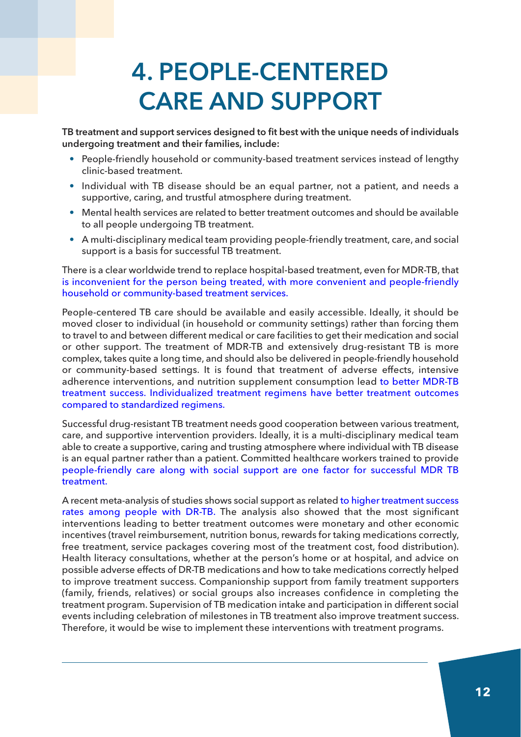# 4. PEOPLE-CENTERED CARE AND SUPPORT

**TB treatment and support services designed to fit best with the unique needs of individuals undergoing treatment and their families, include:**

- People-friendly household or community-based treatment services instead of lengthy clinic-based treatment.
- Individual with TB disease should be an equal partner, not a patient, and needs a supportive, caring, and trustful atmosphere during treatment.
- Mental health services are related to better treatment outcomes and should be available to all people undergoing TB treatment.
- A multi-disciplinary medical team providing people-friendly treatment, care, and social support is a basis for successful TB treatment.

There is a clear worldwide trend to replace hospital-based treatment, even for MDR-TB, that is inconvenient for the person being treated, with more convenient and people-friendly household or community-based treatment services.

People-centered TB care should be available and easily accessible. Ideally, it should be moved closer to individual (in household or community settings) rather than forcing them to travel to and between different medical or care facilities to get their medication and social or other support. The treatment of MDR-TB and extensively drug-resistant TB is more complex, takes quite a long time, and should also be delivered in people-friendly household or community-based settings. It is found that treatment of adverse effects, intensive adherence interventions, and nutrition supplement consumption lead to better MDR-TB treatment success. Individualized treatment regimens have better treatment outcomes compared to standardized regimens.

Successful drug-resistant TB treatment needs good cooperation between various treatment, care, and supportive intervention providers. Ideally, it is a multi-disciplinary medical team able to create a supportive, caring and trusting atmosphere where individual with TB disease is an equal partner rather than a patient. Committed healthcare workers trained to provide people-friendly care along with social support are one factor for successful MDR TB treatment.

A recent meta-analysis of studies shows social support as related to higher treatment success rates among people with DR-TB. The analysis also showed that the most significant interventions leading to better treatment outcomes were monetary and other economic incentives (travel reimbursement, nutrition bonus, rewards for taking medications correctly, free treatment, service packages covering most of the treatment cost, food distribution). Health literacy consultations, whether at the person's home or at hospital, and advice on possible adverse effects of DR-TB medications and how to take medications correctly helped to improve treatment success. Companionship support from family treatment supporters (family, friends, relatives) or social groups also increases confidence in completing the treatment program. Supervision of TB medication intake and participation in different social events including celebration of milestones in TB treatment also improve treatment success. Therefore, it would be wise to implement these interventions with treatment programs.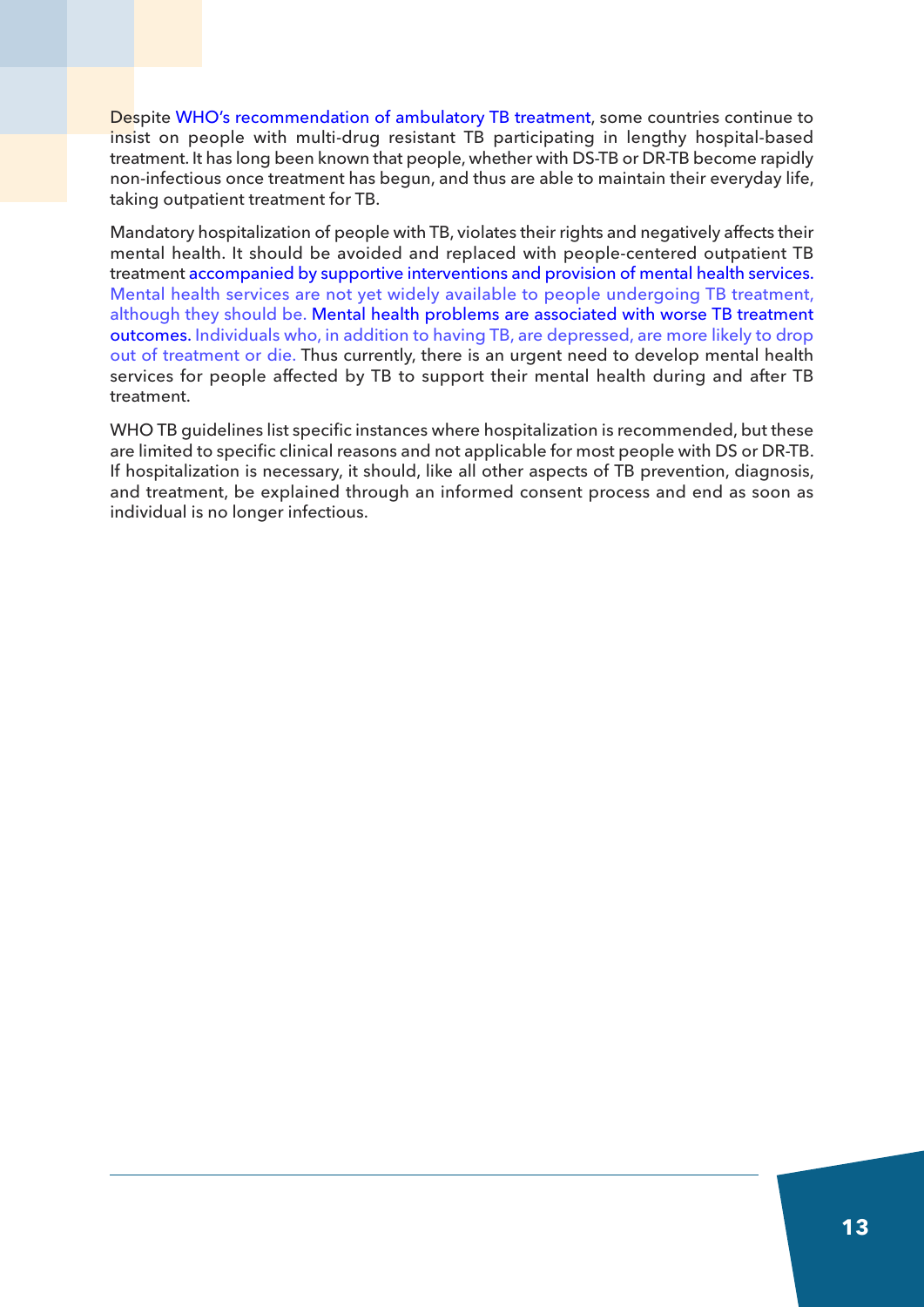Despite WHO's recommendation of ambulatory TB treatment, some countries continue to insist on people with multi-drug resistant TB participating in lengthy hospital-based treatment. It has long been known that people, whether with DS-TB or DR-TB become rapidly non-infectious once treatment has begun, and thus are able to maintain their everyday life, taking outpatient treatment for TB.

Mandatory hospitalization of people with TB, violates their rights and negatively affects their mental health. It should be avoided and replaced with people-centered outpatient TB treatment accompanied by supportive interventions and provision of mental health services. Mental health services are not yet widely available to people undergoing TB treatment, although they should be. Mental health problems are associated with worse TB treatment outcomes. Individuals who, in addition to having TB, are depressed, are more likely to drop out of treatment or die. Thus currently, there is an urgent need to develop mental health services for people affected by TB to support their mental health during and after TB treatment.

WHO TB guidelines list specific instances where hospitalization is recommended, but these are limited to specific clinical reasons and not applicable for most people with DS or DR-TB. If hospitalization is necessary, it should, like all other aspects of TB prevention, diagnosis, and treatment, be explained through an informed consent process and end as soon as individual is no longer infectious.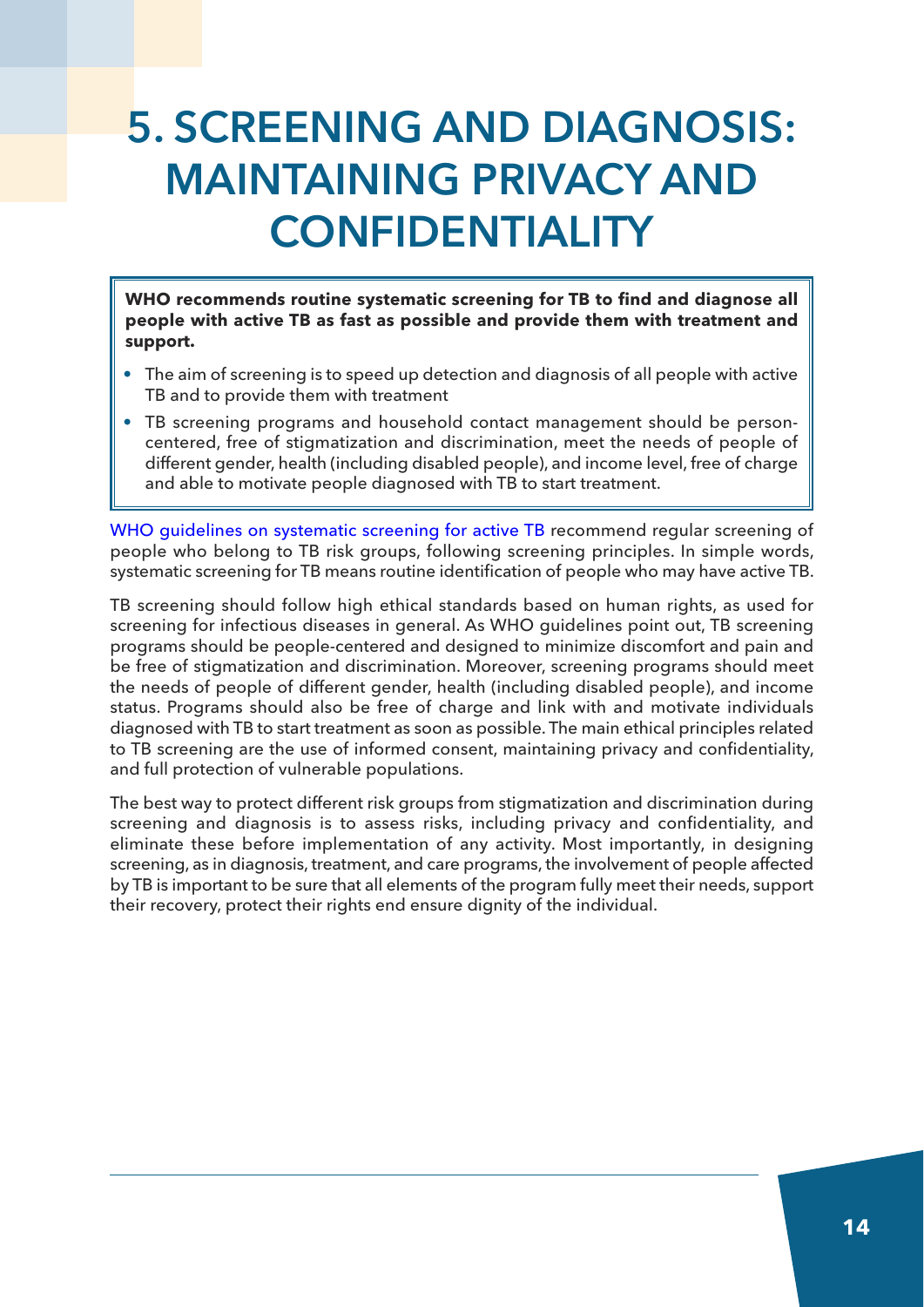# 5. SCREENING AND DIAGNOSIS: MAINTAINING PRIVACY AND CONFIDENTIALITY

**WHO recommends routine systematic screening for TB to find and diagnose all people with active TB as fast as possible and provide them with treatment and support.**

- The aim of screening is to speed up detection and diagnosis of all people with active TB and to provide them with treatment
- TB screening programs and household contact management should be person-centered, free of stigmatization and discrimination, meet the needs of people of different gender, health (including disabled people), and income level, free of charge and able to motivate people diagnosed with TB to start treatment.

WHO guidelines on systematic screening for active TB recommend regular screening of people who belong to TB risk groups, following screening principles. In simple words, systematic screening for TB means routine identification of people who may have active TB.

TB screening should follow high ethical standards based on human rights, as used for screening for infectious diseases in general. As WHO guidelines point out, TB screening programs should be people-centered and designed to minimize discomfort and pain and be free of stigmatization and discrimination. Moreover, screening programs should meet the needs of people of different gender, health (including disabled people), and income status. Programs should also be free of charge and link with and motivate individuals diagnosed with TB to start treatment as soon as possible. The main ethical principles related to TB screening are the use of informed consent, maintaining privacy and confidentiality, and full protection of vulnerable populations.

The best way to protect different risk groups from stigmatization and discrimination during screening and diagnosis is to assess risks, including privacy and confidentiality, and eliminate these before implementation of any activity. Most importantly, in designing screening, as in diagnosis, treatment, and care programs, the involvement of people affected by TB is important to be sure that all elements of the program fully meet their needs, support their recovery, protect their rights end ensure dignity of the individual.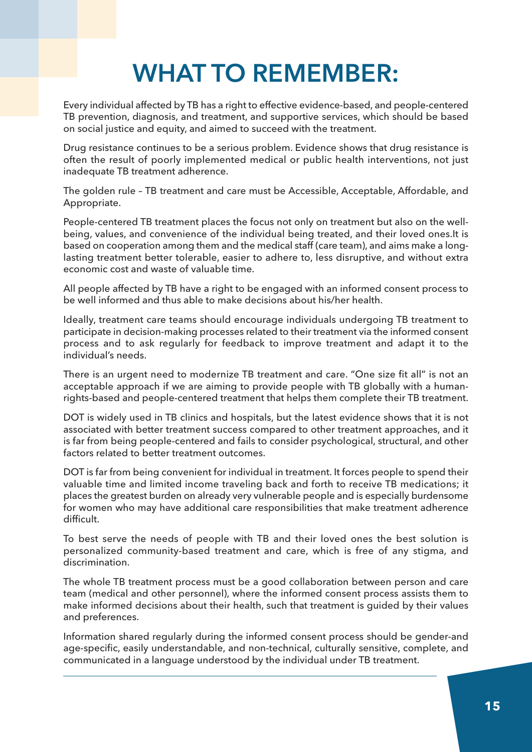# WHAT TO REMEMBER:

Every individual affected by TB has a right to effective evidence-based, and people-centered TB prevention, diagnosis, and treatment, and supportive services, which should be based on social justice and equity, and aimed to succeed with the treatment.

Drug resistance continues to be a serious problem. Evidence shows that drug resistance is often the result of poorly implemented medical or public health interventions, not just inadequate TB treatment adherence.

The golden rule – TB treatment and care must be Accessible, Acceptable, Affordable, and Appropriate.

People-centered TB treatment places the focus not only on treatment but also on the well-being, values, and convenience of the individual being treated, and their loved ones.It is based on cooperation among them and the medical staff (care team), and aims make a long-lasting treatment better tolerable, easier to adhere to, less disruptive, and without extra economic cost and waste of valuable time.

All people affected by TB have a right to be engaged with an informed consent process to be well informed and thus able to make decisions about his/her health.

Ideally, treatment care teams should encourage individuals undergoing TB treatment to participate in decision-making processes related to their treatment via the informed consent process and to ask regularly for feedback to improve treatment and adapt it to the individual's needs.

There is an urgent need to modernize TB treatment and care. "One size fit all" is not an acceptable approach if we are aiming to provide people with TB globally with a human-rights-based and people-centered treatment that helps them complete their TB treatment.

DOT is widely used in TB clinics and hospitals, but the latest evidence shows that it is not associated with better treatment success compared to other treatment approaches, and it is far from being people-centered and fails to consider psychological, structural, and other factors related to better treatment outcomes.

DOT is far from being convenient for individual in treatment. It forces people to spend their valuable time and limited income traveling back and forth to receive TB medications; it places the greatest burden on already very vulnerable people and is especially burdensome for women who may have additional care responsibilities that make treatment adherence difficult.

To best serve the needs of people with TB and their loved ones the best solution is personalized community-based treatment and care, which is free of any stigma, and discrimination.

The whole TB treatment process must be a good collaboration between person and care team (medical and other personnel), where the informed consent process assists them to make informed decisions about their health, such that treatment is guided by their values and preferences.

Information shared regularly during the informed consent process should be gender-and age-specific, easily understandable, and non-technical, culturally sensitive, complete, and communicated in a language understood by the individual under TB treatment.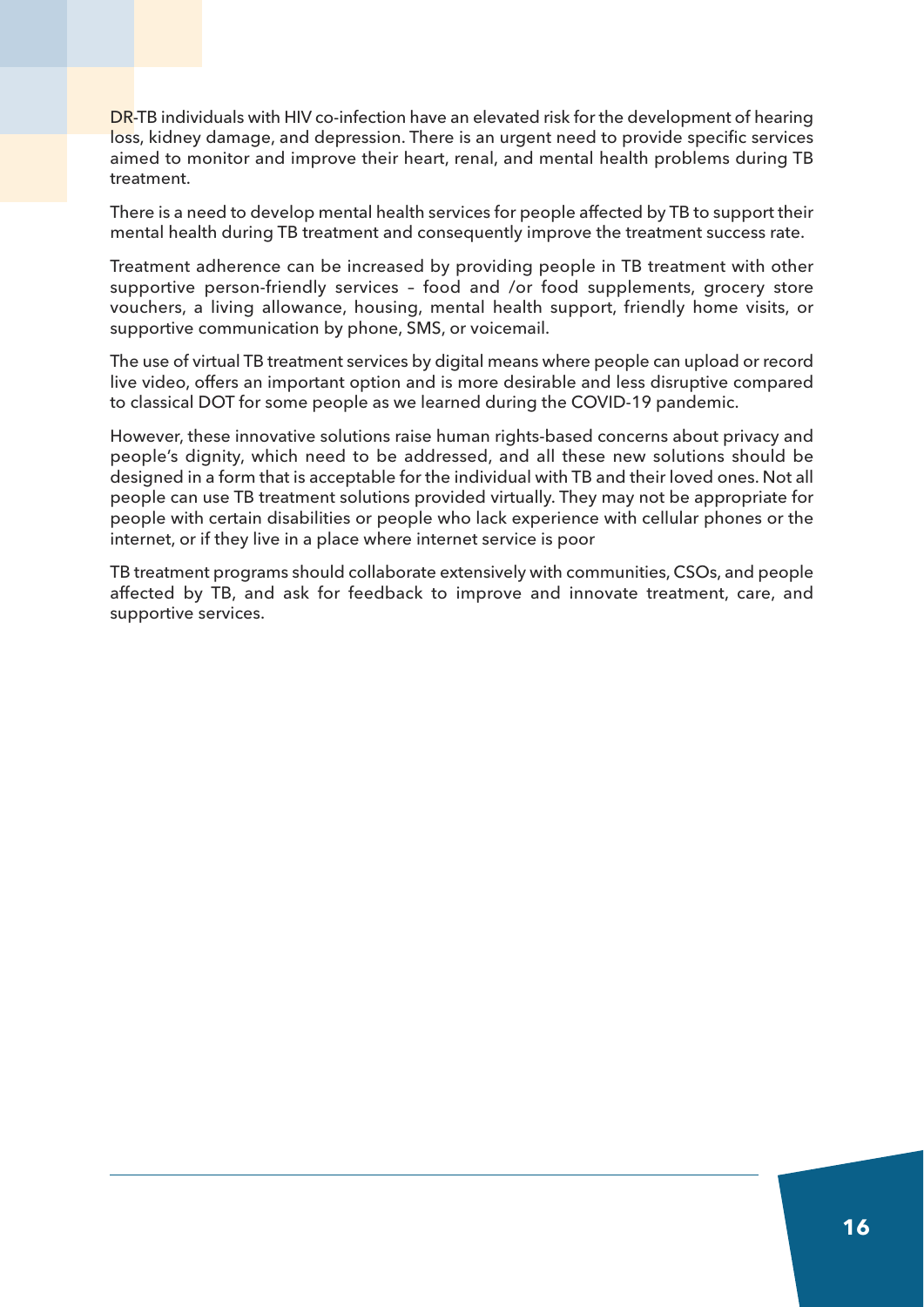DR-TB individuals with HIV co-infection have an elevated risk for the development of hearing loss, kidney damage, and depression. There is an urgent need to provide specific services aimed to monitor and improve their heart, renal, and mental health problems during TB treatment.

There is a need to develop mental health services for people affected by TB to support their mental health during TB treatment and consequently improve the treatment success rate.

Treatment adherence can be increased by providing people in TB treatment with other supportive person-friendly services – food and /or food supplements, grocery store vouchers, a living allowance, housing, mental health support, friendly home visits, or supportive communication by phone, SMS, or voicemail.

The use of virtual TB treatment services by digital means where people can upload or record live video, offers an important option and is more desirable and less disruptive compared to classical DOT for some people as we learned during the COVID-19 pandemic.

However, these innovative solutions raise human rights-based concerns about privacy and people's dignity, which need to be addressed, and all these new solutions should be designed in a form that is acceptable for the individual with TB and their loved ones. Not all people can use TB treatment solutions provided virtually. They may not be appropriate for people with certain disabilities or people who lack experience with cellular phones or the internet, or if they live in a place where internet service is poor

TB treatment programs should collaborate extensively with communities, CSOs, and people affected by TB, and ask for feedback to improve and innovate treatment, care, and supportive services.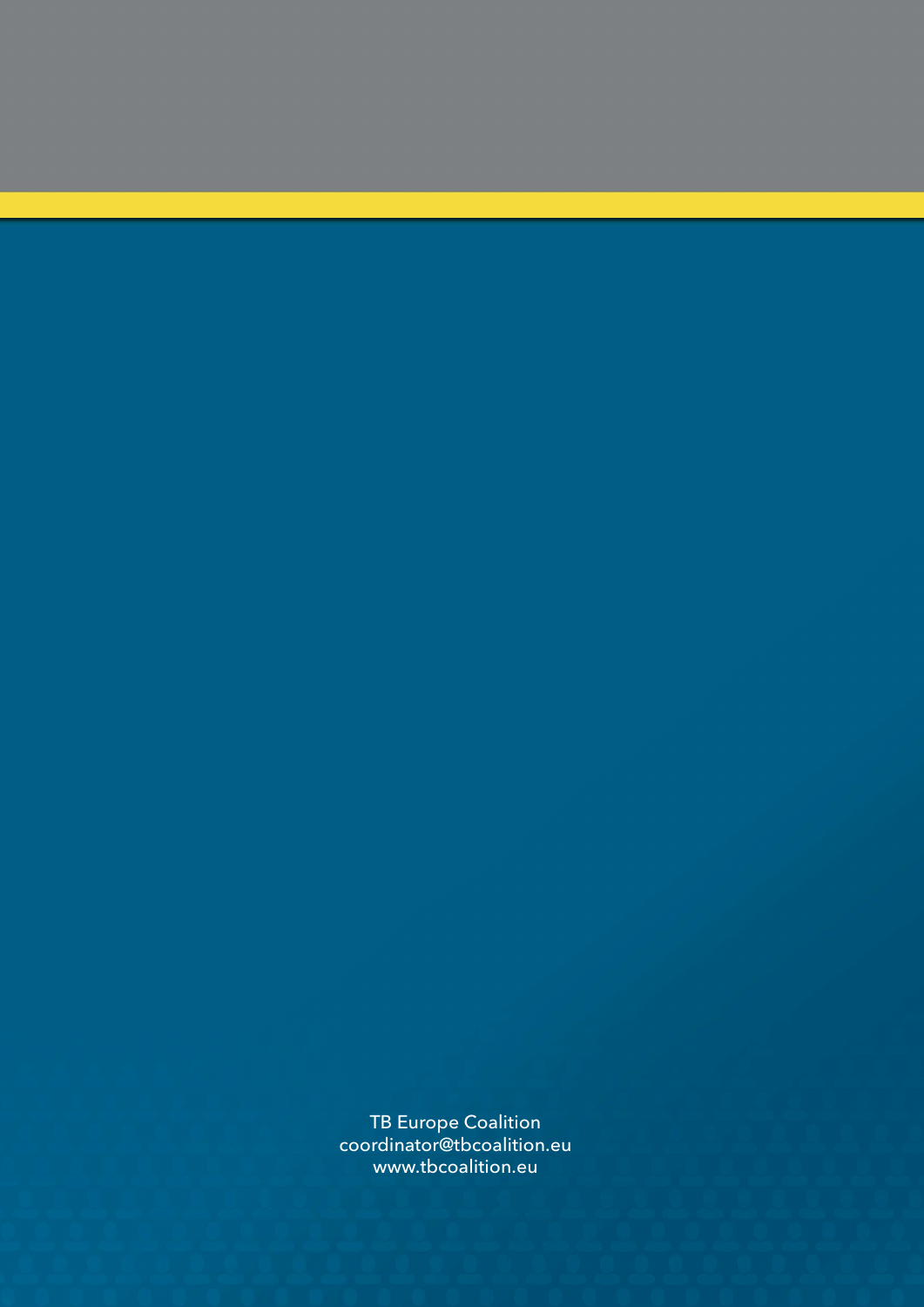TB Europe Coalition
coordinator@tbcoalition.eu
www.tbcoalition.eu